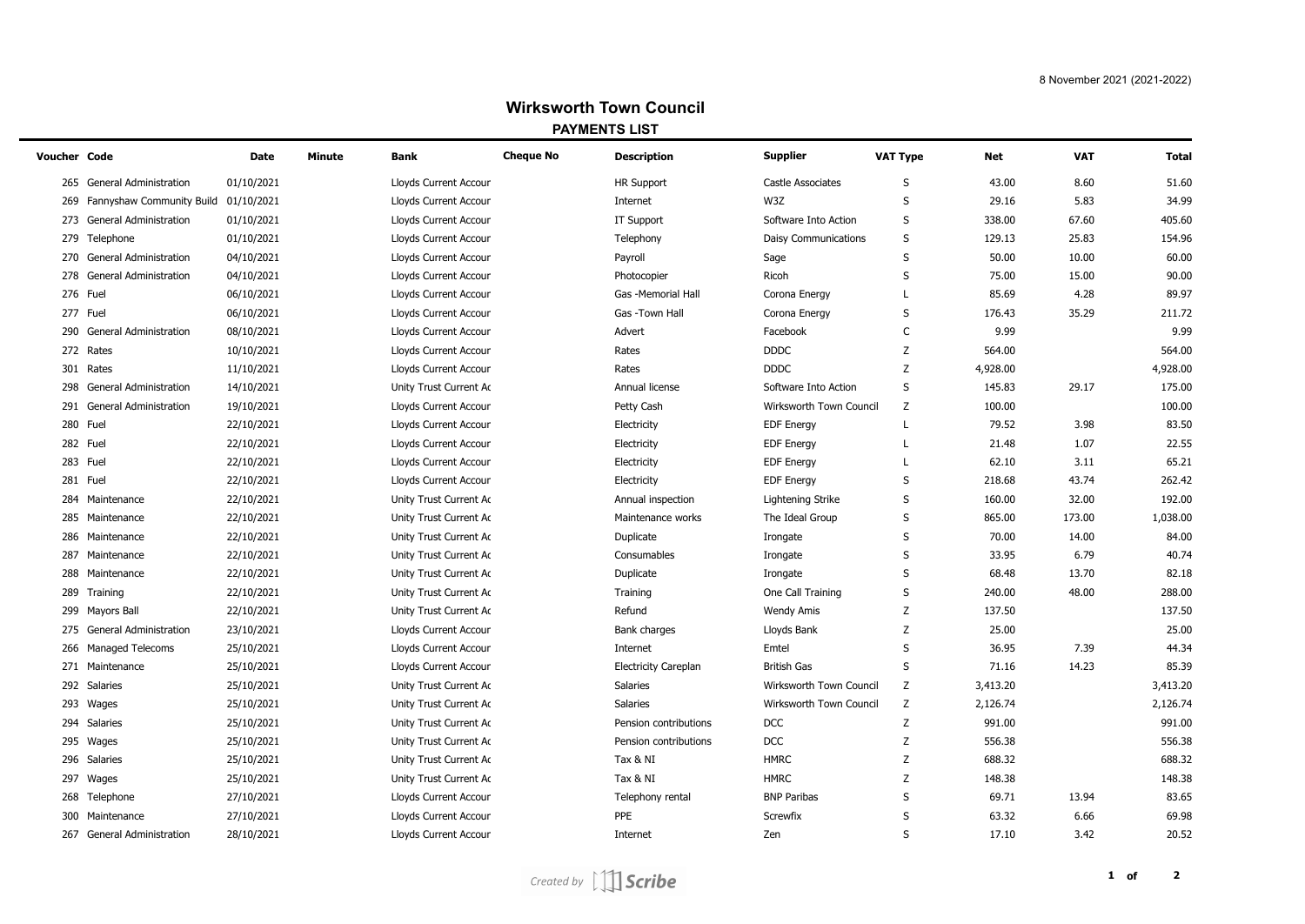8 November 2021 (2021-2022)

# Wirksworth Town Council

## PAYMENTS LIST

| Voucher | Code | Date | Minute | Bank | Cheque No | Description | Supplier | VAT Type | Net | VAT | Total |
|---|---|---|---|---|---|---|---|---|---|---|---|
| 265 | General Administration | 01/10/2021 | | Lloyds Current Accour | | HR Support | Castle Associates | S | 43.00 | 8.60 | 51.60 |
| 269 | Fannyshaw Community Build | 01/10/2021 | | Lloyds Current Accour | | Internet | W3Z | S | 29.16 | 5.83 | 34.99 |
| 273 | General Administration | 01/10/2021 | | Lloyds Current Accour | | IT Support | Software Into Action | S | 338.00 | 67.60 | 405.60 |
| 279 | Telephone | 01/10/2021 | | Lloyds Current Accour | | Telephony | Daisy Communications | S | 129.13 | 25.83 | 154.96 |
| 270 | General Administration | 04/10/2021 | | Lloyds Current Accour | | Payroll | Sage | S | 50.00 | 10.00 | 60.00 |
| 278 | General Administration | 04/10/2021 | | Lloyds Current Accour | | Photocopier | Ricoh | S | 75.00 | 15.00 | 90.00 |
| 276 | Fuel | 06/10/2021 | | Lloyds Current Accour | | Gas -Memorial Hall | Corona Energy | L | 85.69 | 4.28 | 89.97 |
| 277 | Fuel | 06/10/2021 | | Lloyds Current Accour | | Gas -Town Hall | Corona Energy | S | 176.43 | 35.29 | 211.72 |
| 290 | General Administration | 08/10/2021 | | Lloyds Current Accour | | Advert | Facebook | C | 9.99 | | 9.99 |
| 272 | Rates | 10/10/2021 | | Lloyds Current Accour | | Rates | DDDC | Z | 564.00 | | 564.00 |
| 301 | Rates | 11/10/2021 | | Lloyds Current Accour | | Rates | DDDC | Z | 4,928.00 | | 4,928.00 |
| 298 | General Administration | 14/10/2021 | | Unity Trust Current Ac | | Annual license | Software Into Action | S | 145.83 | 29.17 | 175.00 |
| 291 | General Administration | 19/10/2021 | | Lloyds Current Accour | | Petty Cash | Wirksworth Town Council | Z | 100.00 | | 100.00 |
| 280 | Fuel | 22/10/2021 | | Lloyds Current Accour | | Electricity | EDF Energy | L | 79.52 | 3.98 | 83.50 |
| 282 | Fuel | 22/10/2021 | | Lloyds Current Accour | | Electricity | EDF Energy | L | 21.48 | 1.07 | 22.55 |
| 283 | Fuel | 22/10/2021 | | Lloyds Current Accour | | Electricity | EDF Energy | L | 62.10 | 3.11 | 65.21 |
| 281 | Fuel | 22/10/2021 | | Lloyds Current Accour | | Electricity | EDF Energy | S | 218.68 | 43.74 | 262.42 |
| 284 | Maintenance | 22/10/2021 | | Unity Trust Current Ac | | Annual inspection | Lightening Strike | S | 160.00 | 32.00 | 192.00 |
| 285 | Maintenance | 22/10/2021 | | Unity Trust Current Ac | | Maintenance works | The Ideal Group | S | 865.00 | 173.00 | 1,038.00 |
| 286 | Maintenance | 22/10/2021 | | Unity Trust Current Ac | | Duplicate | Irongate | S | 70.00 | 14.00 | 84.00 |
| 287 | Maintenance | 22/10/2021 | | Unity Trust Current Ac | | Consumables | Irongate | S | 33.95 | 6.79 | 40.74 |
| 288 | Maintenance | 22/10/2021 | | Unity Trust Current Ac | | Duplicate | Irongate | S | 68.48 | 13.70 | 82.18 |
| 289 | Training | 22/10/2021 | | Unity Trust Current Ac | | Training | One Call Training | S | 240.00 | 48.00 | 288.00 |
| 299 | Mayors Ball | 22/10/2021 | | Unity Trust Current Ac | | Refund | Wendy Amis | Z | 137.50 | | 137.50 |
| 275 | General Administration | 23/10/2021 | | Lloyds Current Accour | | Bank charges | Lloyds Bank | Z | 25.00 | | 25.00 |
| 266 | Managed Telecoms | 25/10/2021 | | Lloyds Current Accour | | Internet | Emtel | S | 36.95 | 7.39 | 44.34 |
| 271 | Maintenance | 25/10/2021 | | Lloyds Current Accour | | Electricity Careplan | British Gas | S | 71.16 | 14.23 | 85.39 |
| 292 | Salaries | 25/10/2021 | | Unity Trust Current Ac | | Salaries | Wirksworth Town Council | Z | 3,413.20 | | 3,413.20 |
| 293 | Wages | 25/10/2021 | | Unity Trust Current Ac | | Salaries | Wirksworth Town Council | Z | 2,126.74 | | 2,126.74 |
| 294 | Salaries | 25/10/2021 | | Unity Trust Current Ac | | Pension contributions | DCC | Z | 991.00 | | 991.00 |
| 295 | Wages | 25/10/2021 | | Unity Trust Current Ac | | Pension contributions | DCC | Z | 556.38 | | 556.38 |
| 296 | Salaries | 25/10/2021 | | Unity Trust Current Ac | | Tax & NI | HMRC | Z | 688.32 | | 688.32 |
| 297 | Wages | 25/10/2021 | | Unity Trust Current Ac | | Tax & NI | HMRC | Z | 148.38 | | 148.38 |
| 268 | Telephone | 27/10/2021 | | Lloyds Current Accour | | Telephony rental | BNP Paribas | S | 69.71 | 13.94 | 83.65 |
| 300 | Maintenance | 27/10/2021 | | Lloyds Current Accour | | PPE | Screwfix | S | 63.32 | 6.66 | 69.98 |
| 267 | General Administration | 28/10/2021 | | Lloyds Current Accour | | Internet | Zen | S | 17.10 | 3.42 | 20.52 |

*Created by Scribe*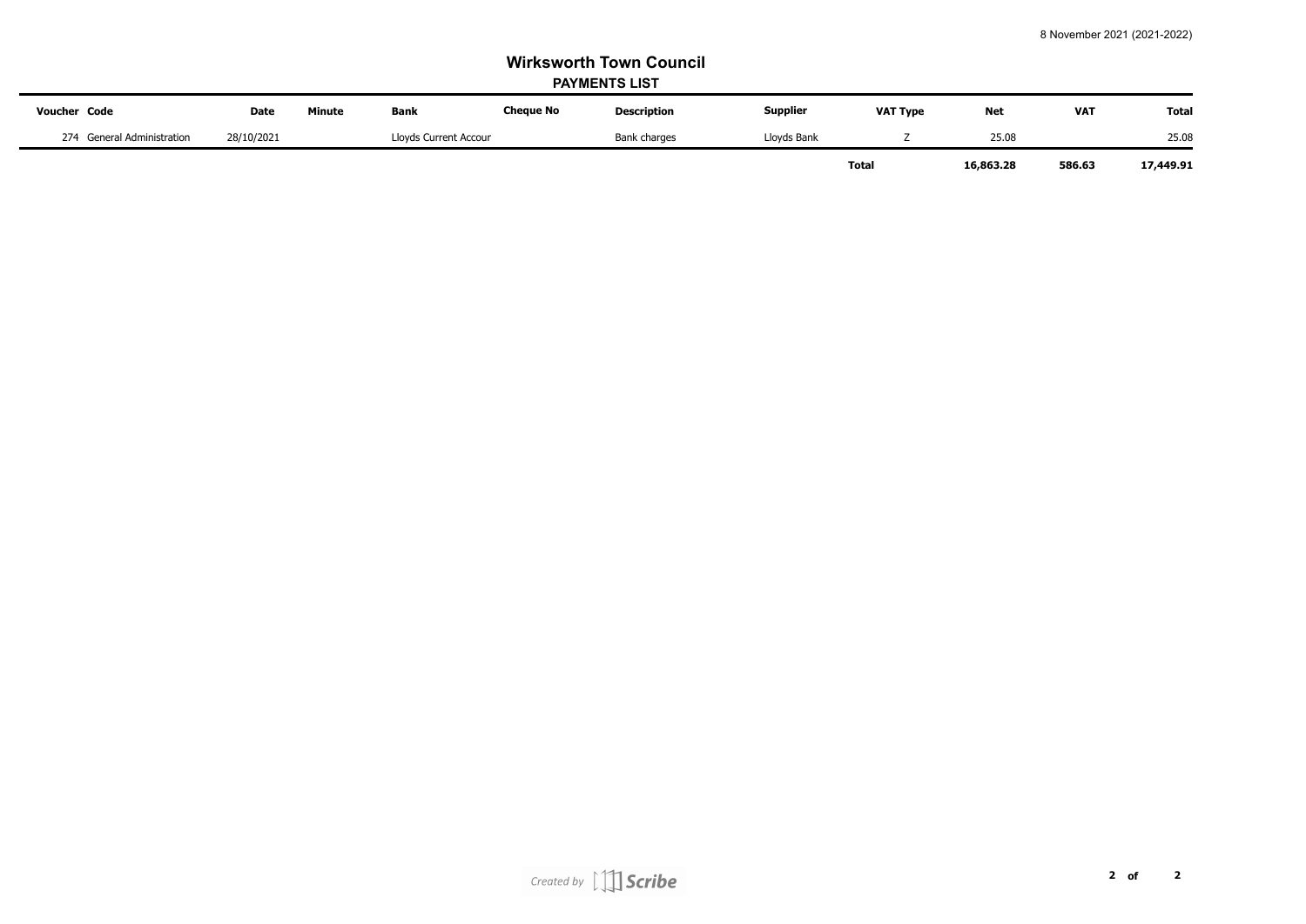# Wirksworth Town Council

## PAYMENTS LIST

| Voucher | Code | Date | Minute | Bank | Cheque No | Description | Supplier | VAT Type | Net | VAT | Total |
|---|---|---|---|---|---|---|---|---|---|---|---|
| 274 | General Administration | 28/10/2021 | | Lloyds Current Accour | | Bank charges | Lloyds Bank | Z | 25.08 | | 25.08 |
| | | | | | | | | **Total** | **16,863.28** | **586.63** | **17,449.91** |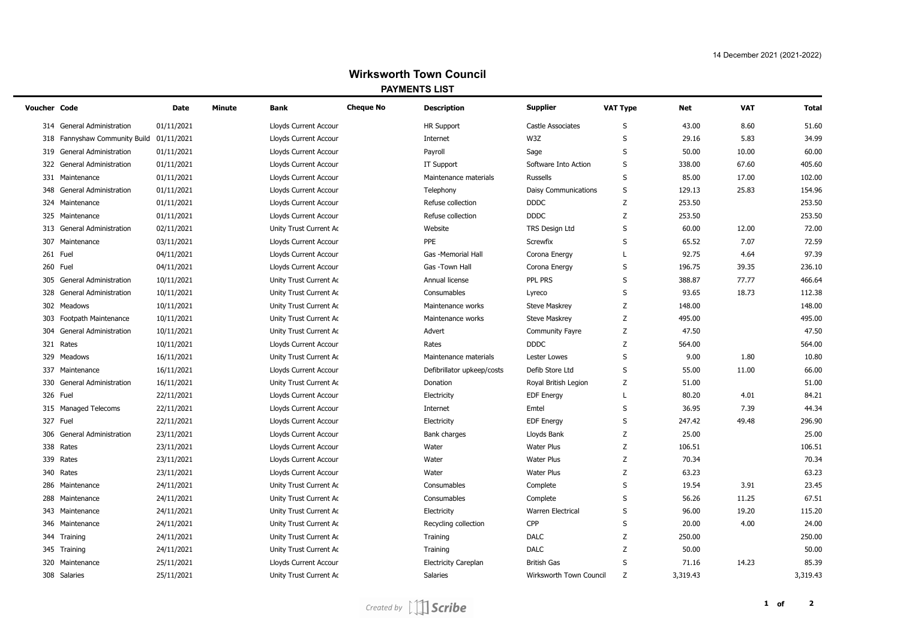14 December 2021 (2021-2022)

# Wirksworth Town Council

## PAYMENTS LIST

| Voucher | Code | Date | Minute | Bank | Cheque No | Description | Supplier | VAT Type | Net | VAT | Total |
|---|---|---|---|---|---|---|---|---|---|---|---|
| 314 | General Administration | 01/11/2021 | | Lloyds Current Accour | | HR Support | Castle Associates | S | 43.00 | 8.60 | 51.60 |
| 318 | Fannyshaw Community Build | 01/11/2021 | | Lloyds Current Accour | | Internet | W3Z | S | 29.16 | 5.83 | 34.99 |
| 319 | General Administration | 01/11/2021 | | Lloyds Current Accour | | Payroll | Sage | S | 50.00 | 10.00 | 60.00 |
| 322 | General Administration | 01/11/2021 | | Lloyds Current Accour | | IT Support | Software Into Action | S | 338.00 | 67.60 | 405.60 |
| 331 | Maintenance | 01/11/2021 | | Lloyds Current Accour | | Maintenance materials | Russells | S | 85.00 | 17.00 | 102.00 |
| 348 | General Administration | 01/11/2021 | | Lloyds Current Accour | | Telephony | Daisy Communications | S | 129.13 | 25.83 | 154.96 |
| 324 | Maintenance | 01/11/2021 | | Lloyds Current Accour | | Refuse collection | DDDC | Z | 253.50 | | 253.50 |
| 325 | Maintenance | 01/11/2021 | | Lloyds Current Accour | | Refuse collection | DDDC | Z | 253.50 | | 253.50 |
| 313 | General Administration | 02/11/2021 | | Unity Trust Current Ac | | Website | TRS Design Ltd | S | 60.00 | 12.00 | 72.00 |
| 307 | Maintenance | 03/11/2021 | | Lloyds Current Accour | | PPE | Screwfix | S | 65.52 | 7.07 | 72.59 |
| 261 | Fuel | 04/11/2021 | | Lloyds Current Accour | | Gas -Memorial Hall | Corona Energy | L | 92.75 | 4.64 | 97.39 |
| 260 | Fuel | 04/11/2021 | | Lloyds Current Accour | | Gas -Town Hall | Corona Energy | S | 196.75 | 39.35 | 236.10 |
| 305 | General Administration | 10/11/2021 | | Unity Trust Current Ac | | Annual license | PPL PRS | S | 388.87 | 77.77 | 466.64 |
| 328 | General Administration | 10/11/2021 | | Unity Trust Current Ac | | Consumables | Lyreco | S | 93.65 | 18.73 | 112.38 |
| 302 | Meadows | 10/11/2021 | | Unity Trust Current Ac | | Maintenance works | Steve Maskrey | Z | 148.00 | | 148.00 |
| 303 | Footpath Maintenance | 10/11/2021 | | Unity Trust Current Ac | | Maintenance works | Steve Maskrey | Z | 495.00 | | 495.00 |
| 304 | General Administration | 10/11/2021 | | Unity Trust Current Ac | | Advert | Community Fayre | Z | 47.50 | | 47.50 |
| 321 | Rates | 10/11/2021 | | Lloyds Current Accour | | Rates | DDDC | Z | 564.00 | | 564.00 |
| 329 | Meadows | 16/11/2021 | | Unity Trust Current Ac | | Maintenance materials | Lester Lowes | S | 9.00 | 1.80 | 10.80 |
| 337 | Maintenance | 16/11/2021 | | Lloyds Current Accour | | Defibrillator upkeep/costs | Defib Store Ltd | S | 55.00 | 11.00 | 66.00 |
| 330 | General Administration | 16/11/2021 | | Unity Trust Current Ac | | Donation | Royal British Legion | Z | 51.00 | | 51.00 |
| 326 | Fuel | 22/11/2021 | | Lloyds Current Accour | | Electricity | EDF Energy | L | 80.20 | 4.01 | 84.21 |
| 315 | Managed Telecoms | 22/11/2021 | | Lloyds Current Accour | | Internet | Emtel | S | 36.95 | 7.39 | 44.34 |
| 327 | Fuel | 22/11/2021 | | Lloyds Current Accour | | Electricity | EDF Energy | S | 247.42 | 49.48 | 296.90 |
| 306 | General Administration | 23/11/2021 | | Lloyds Current Accour | | Bank charges | Lloyds Bank | Z | 25.00 | | 25.00 |
| 338 | Rates | 23/11/2021 | | Lloyds Current Accour | | Water | Water Plus | Z | 106.51 | | 106.51 |
| 339 | Rates | 23/11/2021 | | Lloyds Current Accour | | Water | Water Plus | Z | 70.34 | | 70.34 |
| 340 | Rates | 23/11/2021 | | Lloyds Current Accour | | Water | Water Plus | Z | 63.23 | | 63.23 |
| 286 | Maintenance | 24/11/2021 | | Unity Trust Current Ac | | Consumables | Complete | S | 19.54 | 3.91 | 23.45 |
| 288 | Maintenance | 24/11/2021 | | Unity Trust Current Ac | | Consumables | Complete | S | 56.26 | 11.25 | 67.51 |
| 343 | Maintenance | 24/11/2021 | | Unity Trust Current Ac | | Electricity | Warren Electrical | S | 96.00 | 19.20 | 115.20 |
| 346 | Maintenance | 24/11/2021 | | Unity Trust Current Ac | | Recycling collection | CPP | S | 20.00 | 4.00 | 24.00 |
| 344 | Training | 24/11/2021 | | Unity Trust Current Ac | | Training | DALC | Z | 250.00 | | 250.00 |
| 345 | Training | 24/11/2021 | | Unity Trust Current Ac | | Training | DALC | Z | 50.00 | | 50.00 |
| 320 | Maintenance | 25/11/2021 | | Lloyds Current Accour | | Electricity Careplan | British Gas | S | 71.16 | 14.23 | 85.39 |
| 308 | Salaries | 25/11/2021 | | Unity Trust Current Ac | | Salaries | Wirksworth Town Council | Z | 3,319.43 | | 3,319.43 |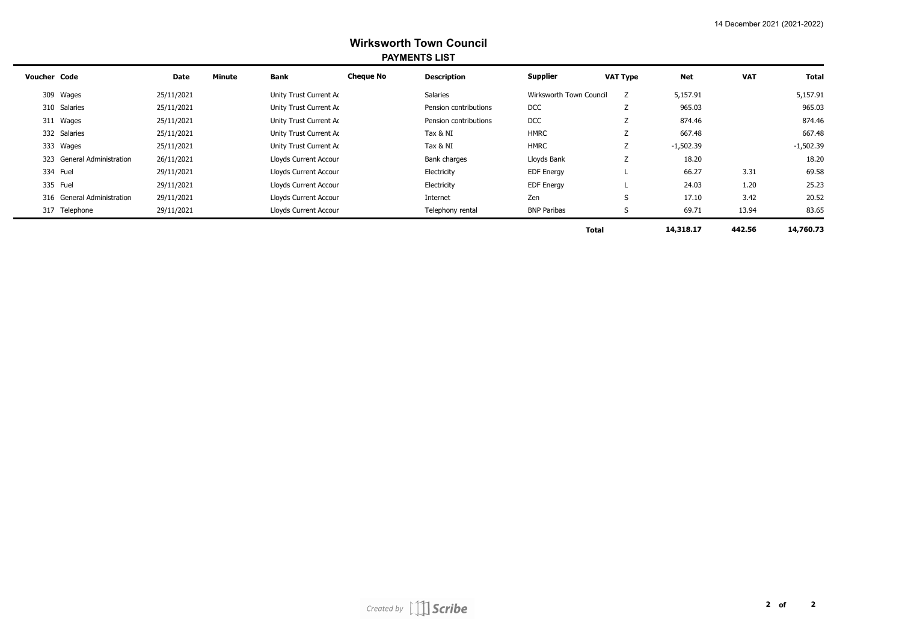14 December 2021 (2021-2022)

# Wirksworth Town Council

## PAYMENTS LIST

| Voucher | Code | Date | Minute | Bank | Cheque No | Description | Supplier | VAT Type | Net | VAT | Total |
|---|---|---|---|---|---|---|---|---|---|---|---|
| 309 | Wages | 25/11/2021 | | Unity Trust Current Ac | | Salaries | Wirksworth Town Council | Z | 5,157.91 | | 5,157.91 |
| 310 | Salaries | 25/11/2021 | | Unity Trust Current Ac | | Pension contributions | DCC | Z | 965.03 | | 965.03 |
| 311 | Wages | 25/11/2021 | | Unity Trust Current Ac | | Pension contributions | DCC | Z | 874.46 | | 874.46 |
| 332 | Salaries | 25/11/2021 | | Unity Trust Current Ac | | Tax & NI | HMRC | Z | 667.48 | | 667.48 |
| 333 | Wages | 25/11/2021 | | Unity Trust Current Ac | | Tax & NI | HMRC | Z | -1,502.39 | | -1,502.39 |
| 323 | General Administration | 26/11/2021 | | Lloyds Current Accour | | Bank charges | Lloyds Bank | Z | 18.20 | | 18.20 |
| 334 | Fuel | 29/11/2021 | | Lloyds Current Accour | | Electricity | EDF Energy | L | 66.27 | 3.31 | 69.58 |
| 335 | Fuel | 29/11/2021 | | Lloyds Current Accour | | Electricity | EDF Energy | L | 24.03 | 1.20 | 25.23 |
| 316 | General Administration | 29/11/2021 | | Lloyds Current Accour | | Internet | Zen | S | 17.10 | 3.42 | 20.52 |
| 317 | Telephone | 29/11/2021 | | Lloyds Current Accour | | Telephony rental | BNP Paribas | S | 69.71 | 13.94 | 83.65 |
| | | | | | | | **Total** | | **14,318.17** | **442.56** | **14,760.73** |

*Created by* Scribe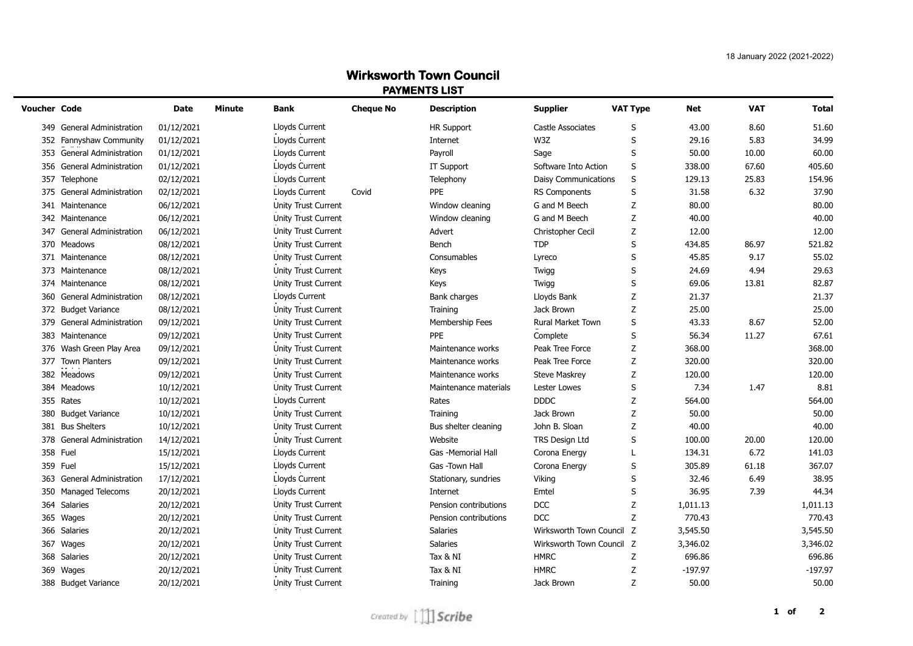18 January 2022 (2021-2022)

# Wirksworth Town Council

## PAYMENTS LIST

| Voucher | Code | Date | Minute | Bank | Cheque No | Description | Supplier | VAT Type | Net | VAT | Total |
|---|---|---|---|---|---|---|---|---|---|---|---|
| 349 | General Administration | 01/12/2021 | | Lloyds Current | | HR Support | Castle Associates | S | 43.00 | 8.60 | 51.60 |
| 352 | Fannyshaw Community | 01/12/2021 | | Lloyds Current | | Internet | W3Z | S | 29.16 | 5.83 | 34.99 |
| 353 | General Administration | 01/12/2021 | | Lloyds Current | | Payroll | Sage | S | 50.00 | 10.00 | 60.00 |
| 356 | General Administration | 01/12/2021 | | Lloyds Current | | IT Support | Software Into Action | S | 338.00 | 67.60 | 405.60 |
| 357 | Telephone | 02/12/2021 | | Lloyds Current | | Telephony | Daisy Communications | S | 129.13 | 25.83 | 154.96 |
| 375 | General Administration | 02/12/2021 | | Lloyds Current | Covid | PPE | RS Components | S | 31.58 | 6.32 | 37.90 |
| 341 | Maintenance | 06/12/2021 | | Unity Trust Current | | Window cleaning | G and M Beech | Z | 80.00 | | 80.00 |
| 342 | Maintenance | 06/12/2021 | | Unity Trust Current | | Window cleaning | G and M Beech | Z | 40.00 | | 40.00 |
| 347 | General Administration | 06/12/2021 | | Unity Trust Current | | Advert | Christopher Cecil | Z | 12.00 | | 12.00 |
| 370 | Meadows | 08/12/2021 | | Unity Trust Current | | Bench | TDP | S | 434.85 | 86.97 | 521.82 |
| 371 | Maintenance | 08/12/2021 | | Unity Trust Current | | Consumables | Lyreco | S | 45.85 | 9.17 | 55.02 |
| 373 | Maintenance | 08/12/2021 | | Unity Trust Current | | Keys | Twigg | S | 24.69 | 4.94 | 29.63 |
| 374 | Maintenance | 08/12/2021 | | Unity Trust Current | | Keys | Twigg | S | 69.06 | 13.81 | 82.87 |
| 360 | General Administration | 08/12/2021 | | Lloyds Current | | Bank charges | Lloyds Bank | Z | 21.37 | | 21.37 |
| 372 | Budget Variance | 08/12/2021 | | Unity Trust Current | | Training | Jack Brown | Z | 25.00 | | 25.00 |
| 379 | General Administration | 09/12/2021 | | Unity Trust Current | | Membership Fees | Rural Market Town | S | 43.33 | 8.67 | 52.00 |
| 383 | Maintenance | 09/12/2021 | | Unity Trust Current | | PPE | Complete | S | 56.34 | 11.27 | 67.61 |
| 376 | Wash Green Play Area | 09/12/2021 | | Unity Trust Current | | Maintenance works | Peak Tree Force | Z | 368.00 | | 368.00 |
| 377 | Town Planters | 09/12/2021 | | Unity Trust Current | | Maintenance works | Peak Tree Force | Z | 320.00 | | 320.00 |
| 382 | Meadows | 09/12/2021 | | Unity Trust Current | | Maintenance works | Steve Maskrey | Z | 120.00 | | 120.00 |
| 384 | Meadows | 10/12/2021 | | Unity Trust Current | | Maintenance materials | Lester Lowes | S | 7.34 | 1.47 | 8.81 |
| 355 | Rates | 10/12/2021 | | Lloyds Current | | Rates | DDDC | Z | 564.00 | | 564.00 |
| 380 | Budget Variance | 10/12/2021 | | Unity Trust Current | | Training | Jack Brown | Z | 50.00 | | 50.00 |
| 381 | Bus Shelters | 10/12/2021 | | Unity Trust Current | | Bus shelter cleaning | John B. Sloan | Z | 40.00 | | 40.00 |
| 378 | General Administration | 14/12/2021 | | Unity Trust Current | | Website | TRS Design Ltd | S | 100.00 | 20.00 | 120.00 |
| 358 | Fuel | 15/12/2021 | | Lloyds Current | | Gas -Memorial Hall | Corona Energy | L | 134.31 | 6.72 | 141.03 |
| 359 | Fuel | 15/12/2021 | | Lloyds Current | | Gas -Town Hall | Corona Energy | S | 305.89 | 61.18 | 367.07 |
| 363 | General Administration | 17/12/2021 | | Lloyds Current | | Stationary, sundries | Viking | S | 32.46 | 6.49 | 38.95 |
| 350 | Managed Telecoms | 20/12/2021 | | Lloyds Current | | Internet | Emtel | S | 36.95 | 7.39 | 44.34 |
| 364 | Salaries | 20/12/2021 | | Unity Trust Current | | Pension contributions | DCC | Z | 1,011.13 | | 1,011.13 |
| 365 | Wages | 20/12/2021 | | Unity Trust Current | | Pension contributions | DCC | Z | 770.43 | | 770.43 |
| 366 | Salaries | 20/12/2021 | | Unity Trust Current | | Salaries | Wirksworth Town Council | Z | 3,545.50 | | 3,545.50 |
| 367 | Wages | 20/12/2021 | | Unity Trust Current | | Salaries | Wirksworth Town Council | Z | 3,346.02 | | 3,346.02 |
| 368 | Salaries | 20/12/2021 | | Unity Trust Current | | Tax & NI | HMRC | Z | 696.86 | | 696.86 |
| 369 | Wages | 20/12/2021 | | Unity Trust Current | | Tax & NI | HMRC | Z | -197.97 | | -197.97 |
| 388 | Budget Variance | 20/12/2021 | | Unity Trust Current | | Training | Jack Brown | Z | 50.00 | | 50.00 |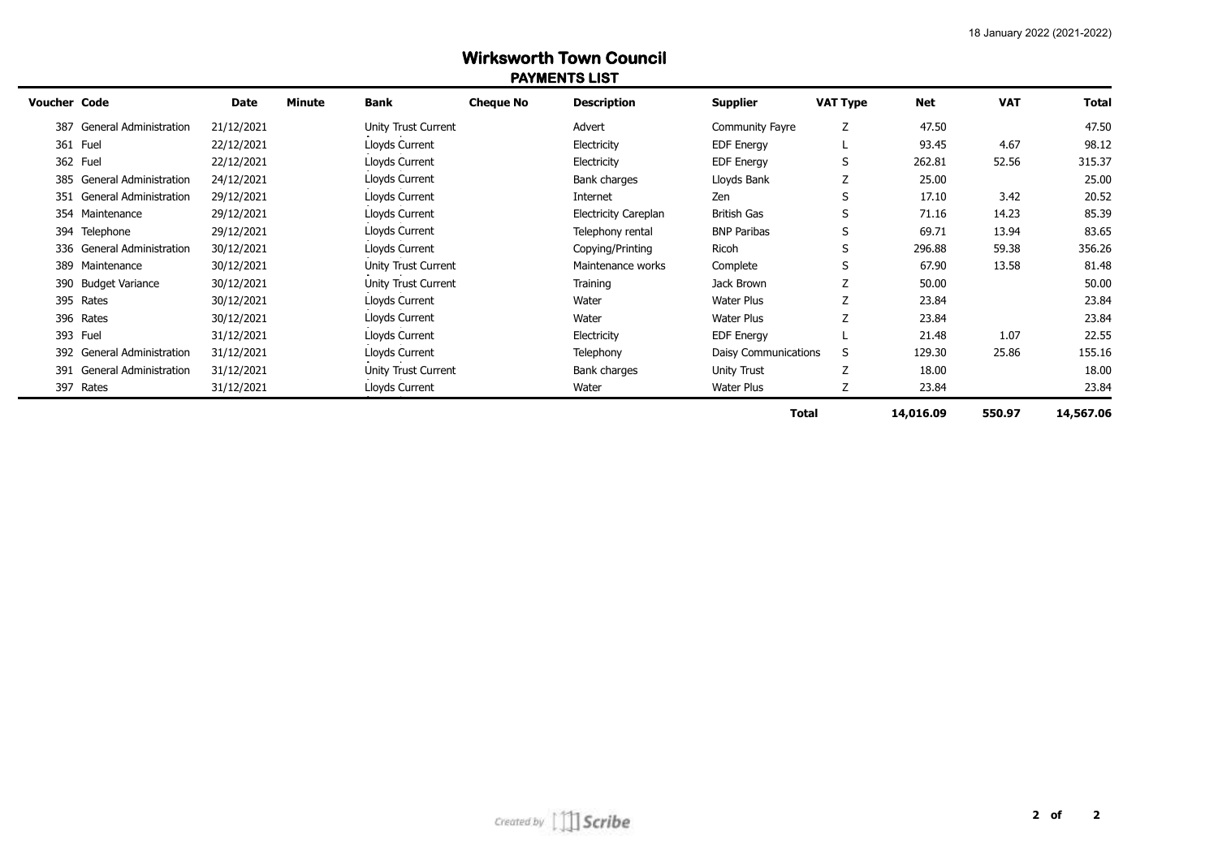# Wirksworth Town Council

## PAYMENTS LIST

| Voucher | Code | Date | Minute | Bank | Cheque No | Description | Supplier | VAT Type | Net | VAT | Total |
|---|---|---|---|---|---|---|---|---|---|---|---|
| 387 | General Administration | 21/12/2021 | | Unity Trust Current | | Advert | Community Fayre | Z | 47.50 | | 47.50 |
| 361 | Fuel | 22/12/2021 | | Lloyds Current | | Electricity | EDF Energy | L | 93.45 | 4.67 | 98.12 |
| 362 | Fuel | 22/12/2021 | | Lloyds Current | | Electricity | EDF Energy | S | 262.81 | 52.56 | 315.37 |
| 385 | General Administration | 24/12/2021 | | Lloyds Current | | Bank charges | Lloyds Bank | Z | 25.00 | | 25.00 |
| 351 | General Administration | 29/12/2021 | | Lloyds Current | | Internet | Zen | S | 17.10 | 3.42 | 20.52 |
| 354 | Maintenance | 29/12/2021 | | Lloyds Current | | Electricity Careplan | British Gas | S | 71.16 | 14.23 | 85.39 |
| 394 | Telephone | 29/12/2021 | | Lloyds Current | | Telephony rental | BNP Paribas | S | 69.71 | 13.94 | 83.65 |
| 336 | General Administration | 30/12/2021 | | Lloyds Current | | Copying/Printing | Ricoh | S | 296.88 | 59.38 | 356.26 |
| 389 | Maintenance | 30/12/2021 | | Unity Trust Current | | Maintenance works | Complete | S | 67.90 | 13.58 | 81.48 |
| 390 | Budget Variance | 30/12/2021 | | Unity Trust Current | | Training | Jack Brown | Z | 50.00 | | 50.00 |
| 395 | Rates | 30/12/2021 | | Lloyds Current | | Water | Water Plus | Z | 23.84 | | 23.84 |
| 396 | Rates | 30/12/2021 | | Lloyds Current | | Water | Water Plus | Z | 23.84 | | 23.84 |
| 393 | Fuel | 31/12/2021 | | Lloyds Current | | Electricity | EDF Energy | L | 21.48 | 1.07 | 22.55 |
| 392 | General Administration | 31/12/2021 | | Lloyds Current | | Telephony | Daisy Communications | S | 129.30 | 25.86 | 155.16 |
| 391 | General Administration | 31/12/2021 | | Unity Trust Current | | Bank charges | Unity Trust | Z | 18.00 | | 18.00 |
| 397 | Rates | 31/12/2021 | | Lloyds Current | | Water | Water Plus | Z | 23.84 | | 23.84 |
| | | | | | | | **Total** | | **14,016.09** | **550.97** | **14,567.06** |